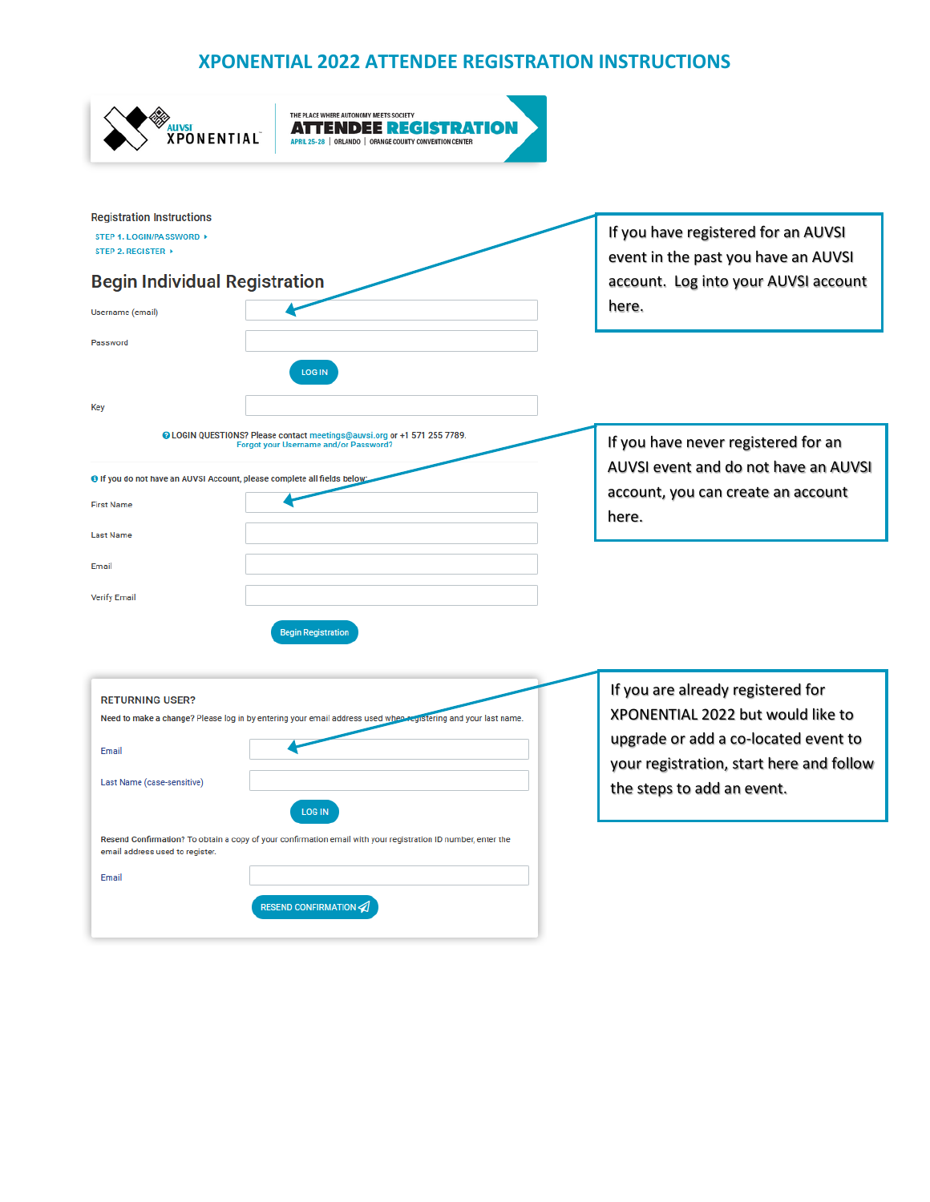# XPONENTIAL 2022 ATTENDEE REGISTRATION INSTRUCTIONS

AUVSI XPONENTIAL

THE PLACE WHERE AUTONOMY MEETS SOCIETY

**ATTENDEE REGISTRATION**

APRIL 25-28 | ORLANDO | ORANGE COUNTY CONVENTION CENTER

Registration Instructions

STEP 1. LOGIN/PASSWORD ▸

STEP 2. REGISTER ▸

## Begin Individual Registration

Username (email)

Password

LOG IN

Key

LOGIN QUESTIONS? Please contact meetings@auvsi.org or +1 571 255 7789.
Forgot your Username and/or Password?

If you do not have an AUVSI Account, please complete all fields below:

First Name

Last Name

Email

Verify Email

Begin Registration

> If you have registered for an AUVSI event in the past you have an AUVSI account. Log into your AUVSI account here.

> If you have never registered for an AUVSI event and do not have an AUVSI account, you can create an account here.

**RETURNING USER?**

**Need to make a change?** Please log in by entering your email address used when registering and your last name.

Email

Last Name (case-sensitive)

LOG IN

**Resend Confirmation?** To obtain a copy of your confirmation email with your registration ID number, enter the email address used to register.

Email

RESEND CONFIRMATION

> If you are already registered for XPONENTIAL 2022 but would like to upgrade or add a co-located event to your registration, start here and follow the steps to add an event.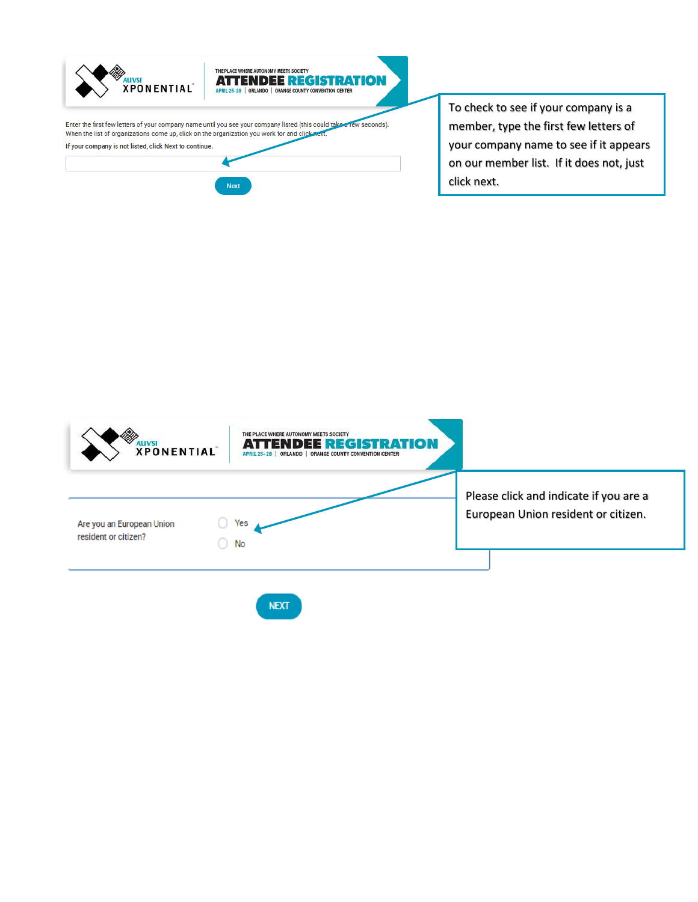THE PLACE WHERE AUTONOMY MEETS SOCIETY

**ATTENDEE REGISTRATION**

APRIL 25-28 | ORLANDO | ORANGE COUNTY CONVENTION CENTER

Enter the first few letters of your company name until you see your company listed (this could take a few seconds). When the list of organizations come up, click on the organization you work for and click next.

If your company is not listed, click Next to continue.

Next

To check to see if your company is a member, type the first few letters of your company name to see if it appears on our member list. If it does not, just click next.

THE PLACE WHERE AUTONOMY MEETS SOCIETY

**ATTENDEE REGISTRATION**

APRIL 25-28 | ORLANDO | ORANGE COUNTY CONVENTION CENTER

Are you an European Union resident or citizen?

- Yes
- No

NEXT

Please click and indicate if you are a European Union resident or citizen.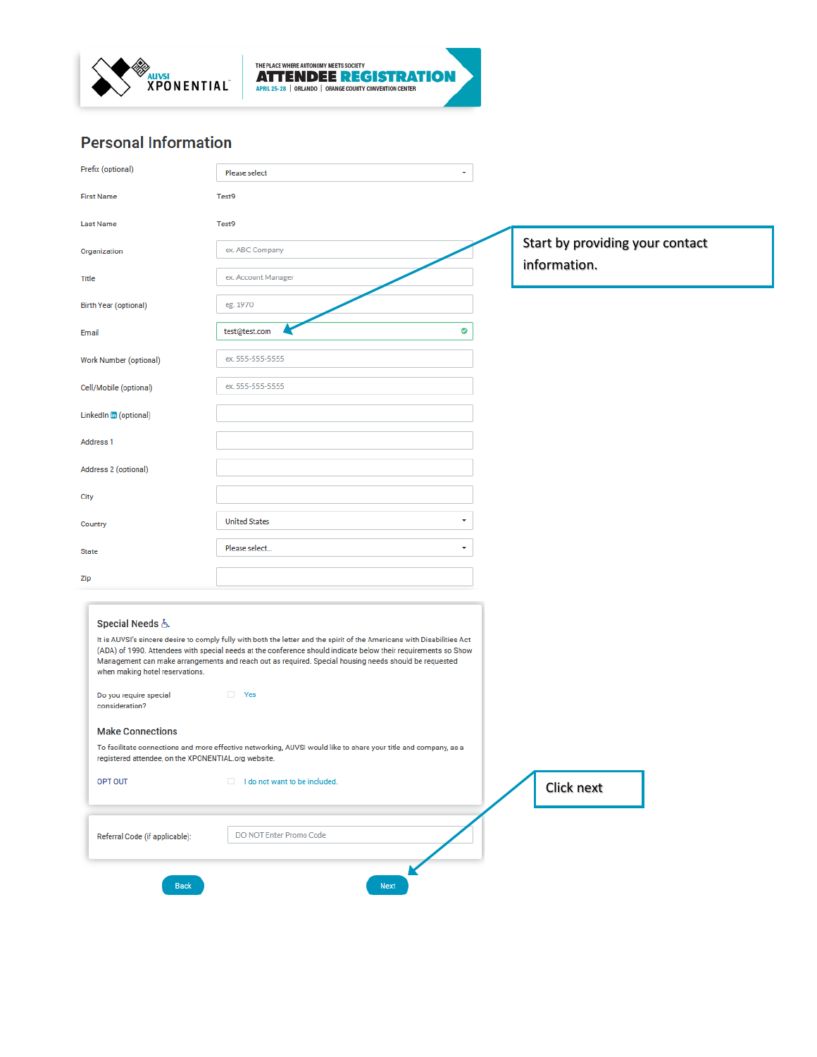AUVSI XPONENTIAL

THE PLACE WHERE AUTONOMY MEETS SOCIETY

ATTENDEE REGISTRATION

APRIL 25-28 | ORLANDO | ORANGE COUNTY CONVENTION CENTER

## Personal Information

| | |
|---|---|
| Prefix (optional) | Please select |
| First Name | Test9 |
| Last Name | Test9 |
| Organization | ex. ABC Company |
| Title | ex. Account Manager |
| Birth Year (optional) | eg. 1970 |
| Email | test@test.com |
| Work Number (optional) | ex. 555-555-5555 |
| Cell/Mobile (optional) | ex. 555-555-5555 |
| LinkedIn (optional) | |
| Address 1 | |
| Address 2 (optional) | |
| City | |
| Country | United States |
| State | Please select... |
| Zip | |

Start by providing your contact information.

### Special Needs

It is AUVSI's sincere desire to comply fully with both the letter and the spirit of the Americans with Disabilities Act (ADA) of 1990. Attendees with special needs at the conference should indicate below their requirements so Show Management can make arrangements and reach out as required. Special housing needs should be requested when making hotel reservations.

Do you require special consideration? ☐ Yes

### Make Connections

To facilitate connections and more effective networking, AUVSI would like to share your title and company, as a registered attendee, on the XPONENTIAL.org website.

OPT OUT ☐ I do not want to be included.

Referral Code (if applicable): DO NOT Enter Promo Code

Back | Next

Click next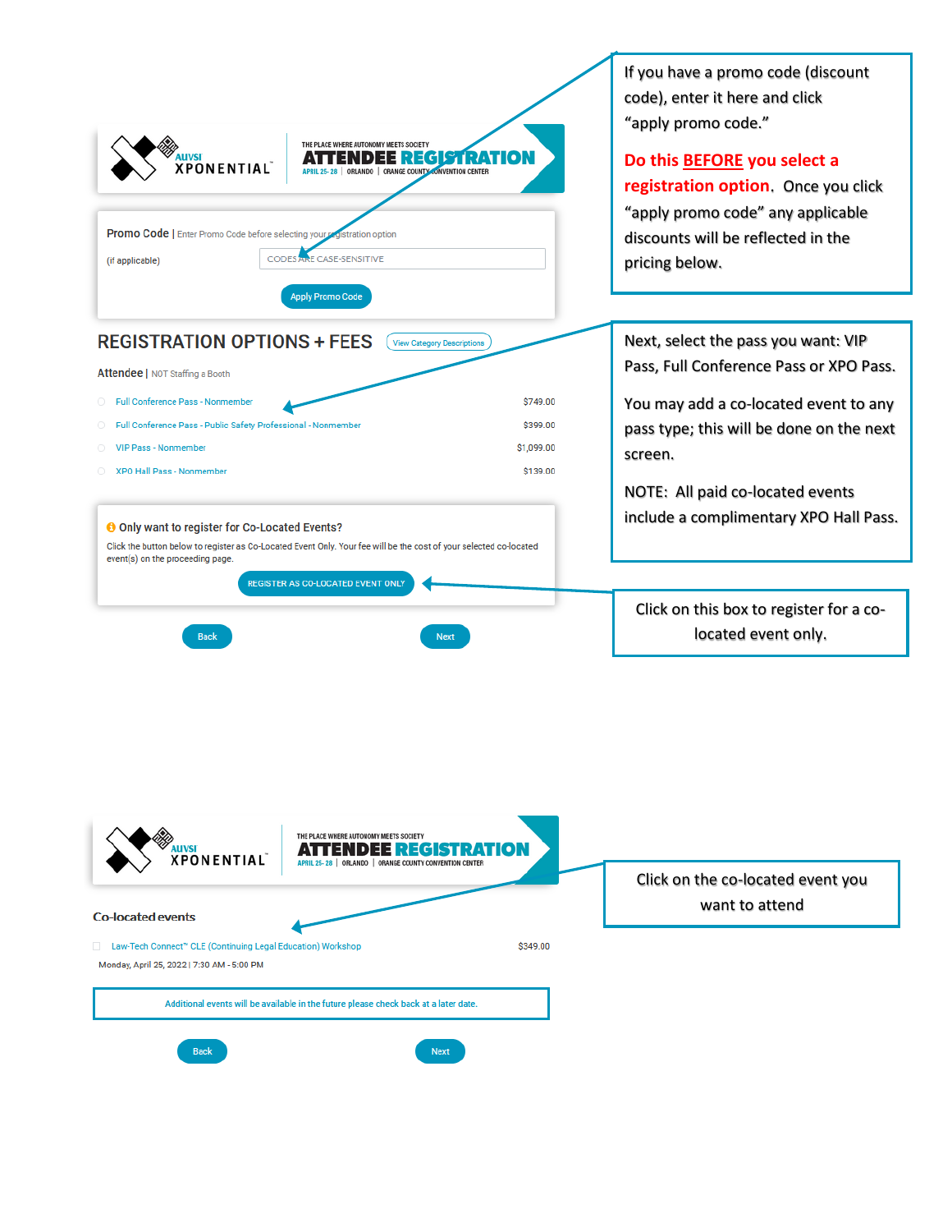THE PLACE WHERE AUTONOMY MEETS SOCIETY

**ATTENDEE REGISTRATION**

APRIL 25-28 | ORLANDO | ORANGE COUNTY CONVENTION CENTER

AUVSI XPONENTIAL

**Promo Code** | Enter Promo Code before selecting your registration option

(if applicable) CODES ARE CASE-SENSITIVE

Apply Promo Code

If you have a promo code (discount code), enter it here and click "apply promo code."

**Do this BEFORE you select a registration option.** Once you click "apply promo code" any applicable discounts will be reflected in the pricing below.

## REGISTRATION OPTIONS + FEES

View Category Descriptions

**Attendee** | NOT Staffing a Booth

| | |
|---|---|
| Full Conference Pass - Nonmember | $749.00 |
| Full Conference Pass - Public Safety Professional - Nonmember | $399.00 |
| VIP Pass - Nonmember | $1,099.00 |
| XPO Hall Pass - Nonmember | $139.00 |

Next, select the pass you want: VIP Pass, Full Conference Pass or XPO Pass.

You may add a co-located event to any pass type; this will be done on the next screen.

NOTE: All paid co-located events include a complimentary XPO Hall Pass.

**Only want to register for Co-Located Events?**

Click the button below to register as Co-Located Event Only. Your fee will be the cost of your selected co-located event(s) on the proceeding page.

REGISTER AS CO-LOCATED EVENT ONLY

Click on this box to register for a co-located event only.

Back Next

THE PLACE WHERE AUTONOMY MEETS SOCIETY

**ATTENDEE REGISTRATION**

APRIL 25-28 | ORLANDO | ORANGE COUNTY CONVENTION CENTER

AUVSI XPONENTIAL

**Co-located events**

| | |
|---|---|
| Law-Tech Connect™ CLE (Continuing Legal Education) Workshop | $349.00 |

Monday, April 25, 2022 | 7:30 AM - 5:00 PM

Additional events will be available in the future please check back at a later date.

Click on the co-located event you want to attend

Back Next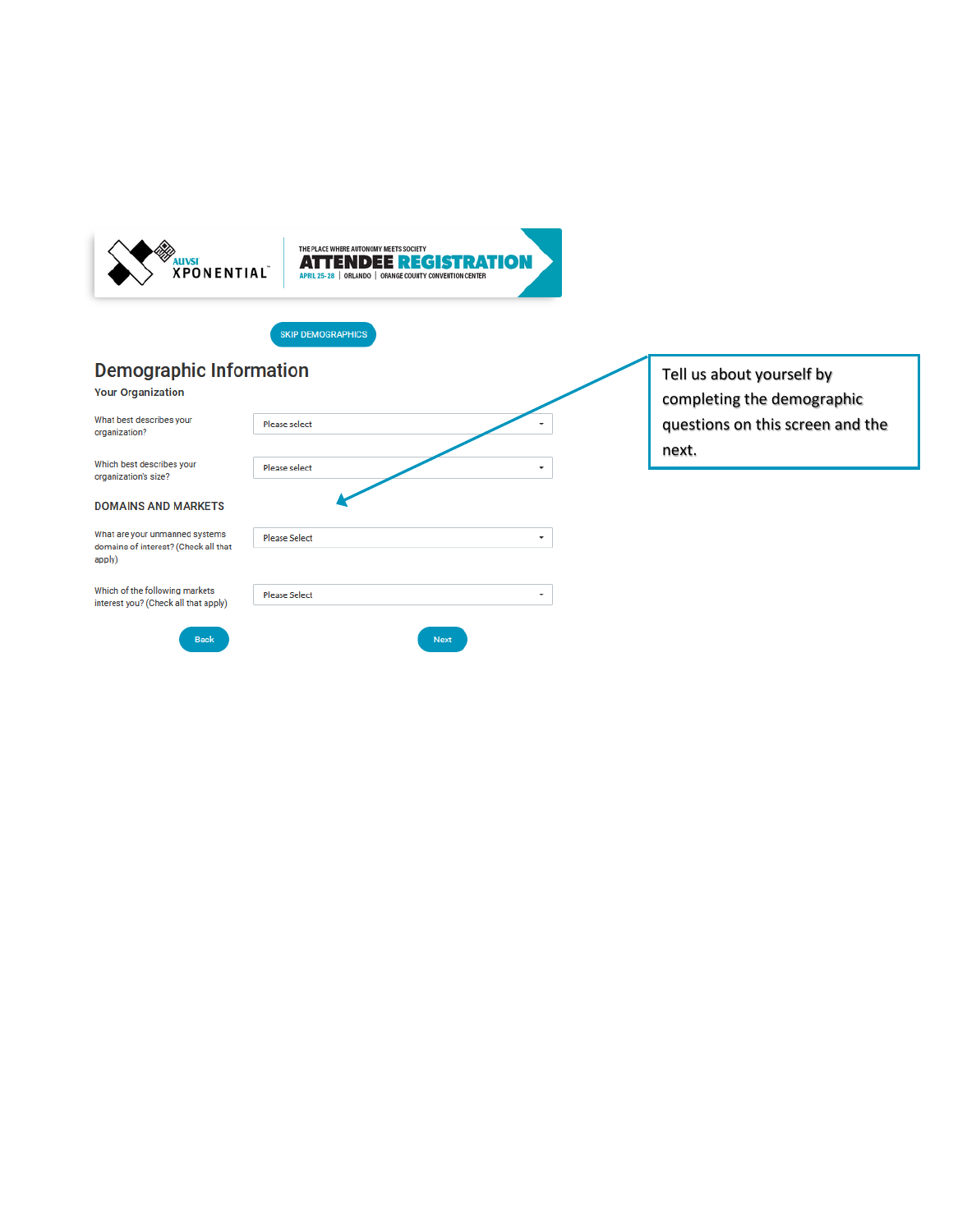AUVSI XPONENTIAL

THE PLACE WHERE AUTONOMY MEETS SOCIETY

ATTENDEE REGISTRATION

APRIL 25-28 | ORLANDO | ORANGE COUNTY CONVENTION CENTER

SKIP DEMOGRAPHICS

## Demographic Information

### Your Organization

What best describes your organization? — Please select

Which best describes your organization's size? — Please select

### DOMAINS AND MARKETS

What are your unmanned systems domains of interest? (Check all that apply) — Please Select

Which of the following markets interest you? (Check all that apply) — Please Select

Back    Next

Tell us about yourself by completing the demographic questions on this screen and the next.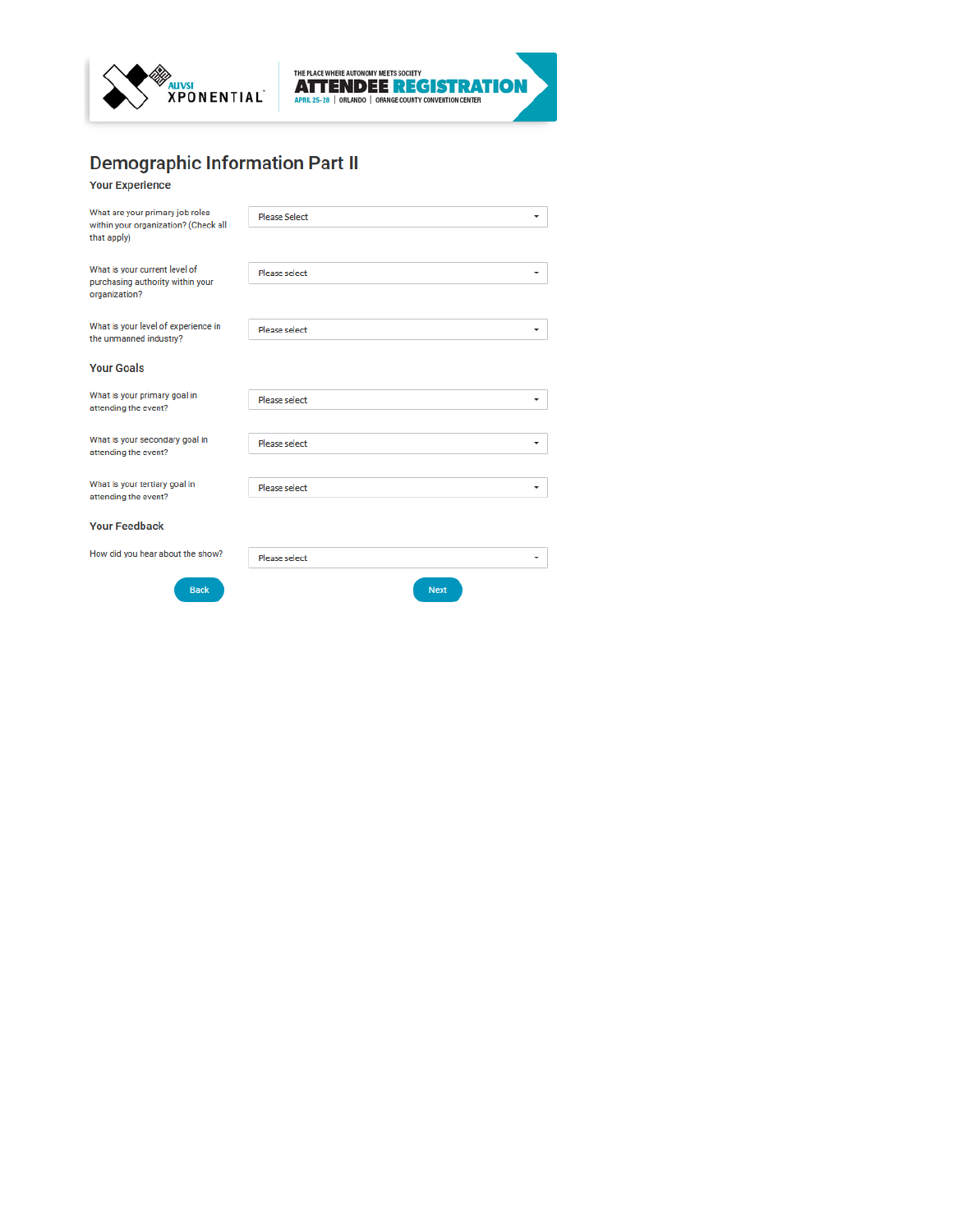AUVSI XPONENTIAL

THE PLACE WHERE AUTONOMY MEETS SOCIETY

ATTENDEE REGISTRATION

APRIL 25-28 | ORLANDO | ORANGE COUNTY CONVENTION CENTER

# Demographic Information Part II

## Your Experience

What are your primary job roles within your organization? (Check all that apply)

Please Select

What is your current level of purchasing authority within your organization?

Please select

What is your level of experience in the unmanned industry?

Please select

## Your Goals

What is your primary goal in attending the event?

Please select

What is your secondary goal in attending the event?

Please select

What is your tertiary goal in attending the event?

Please select

## Your Feedback

How did you hear about the show?

Please select

Back

Next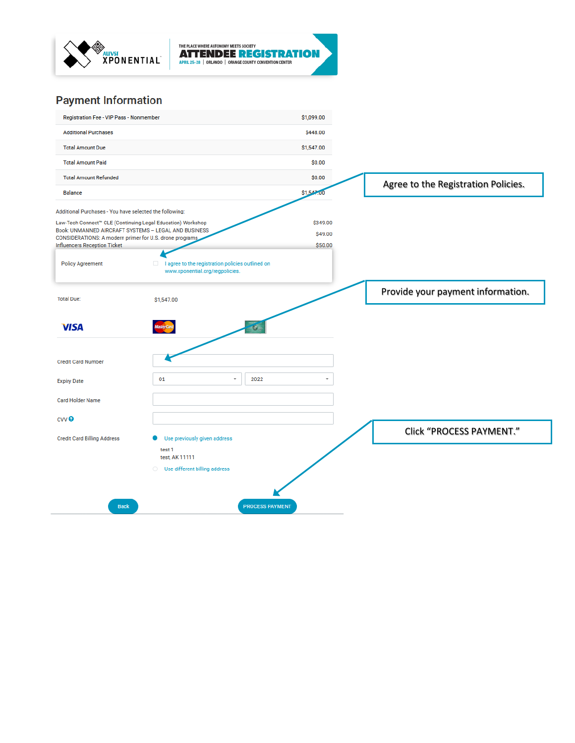THE PLACE WHERE AUTONOMY MEETS SOCIETY

AUVSI XPONENTIAL

ATTENDEE REGISTRATION

APRIL 25-28 | ORLANDO | ORANGE COUNTY CONVENTION CENTER

## Payment Information

| | |
|---|---|
| Registration Fee - VIP Pass - Nonmember | $1,099.00 |
| Additional Purchases | $448.00 |
| Total Amount Due | $1,547.00 |
| Total Amount Paid | $0.00 |
| Total Amount Refunded | $0.00 |
| Balance | $1,547.00 |

Additional Purchases - You have selected the following:

| | |
|---|---|
| Law-Tech Connect™ CLE (Continuing Legal Education) Workshop | $349.00 |
| Book: UNMANNED AIRCRAFT SYSTEMS – LEGAL AND BUSINESS CONSIDERATIONS: A modern primer for U.S. drone programs | $49.00 |
| Influencers Reception Ticket | $50.00 |

Policy Agreement — I agree to the registration policies outlined on www.xponential.org/regpolicies.

Agree to the Registration Policies.

Total Due: $1,547.00

VISA MasterCard

Provide your payment information.

Credit Card Number

Expiry Date 01 2022

Card Holder Name

CVV

Credit Card Billing Address

- Use previously given address
  test 1
  test, AK 11111
- Use different billing address

Back

PROCESS PAYMENT

Click "PROCESS PAYMENT."